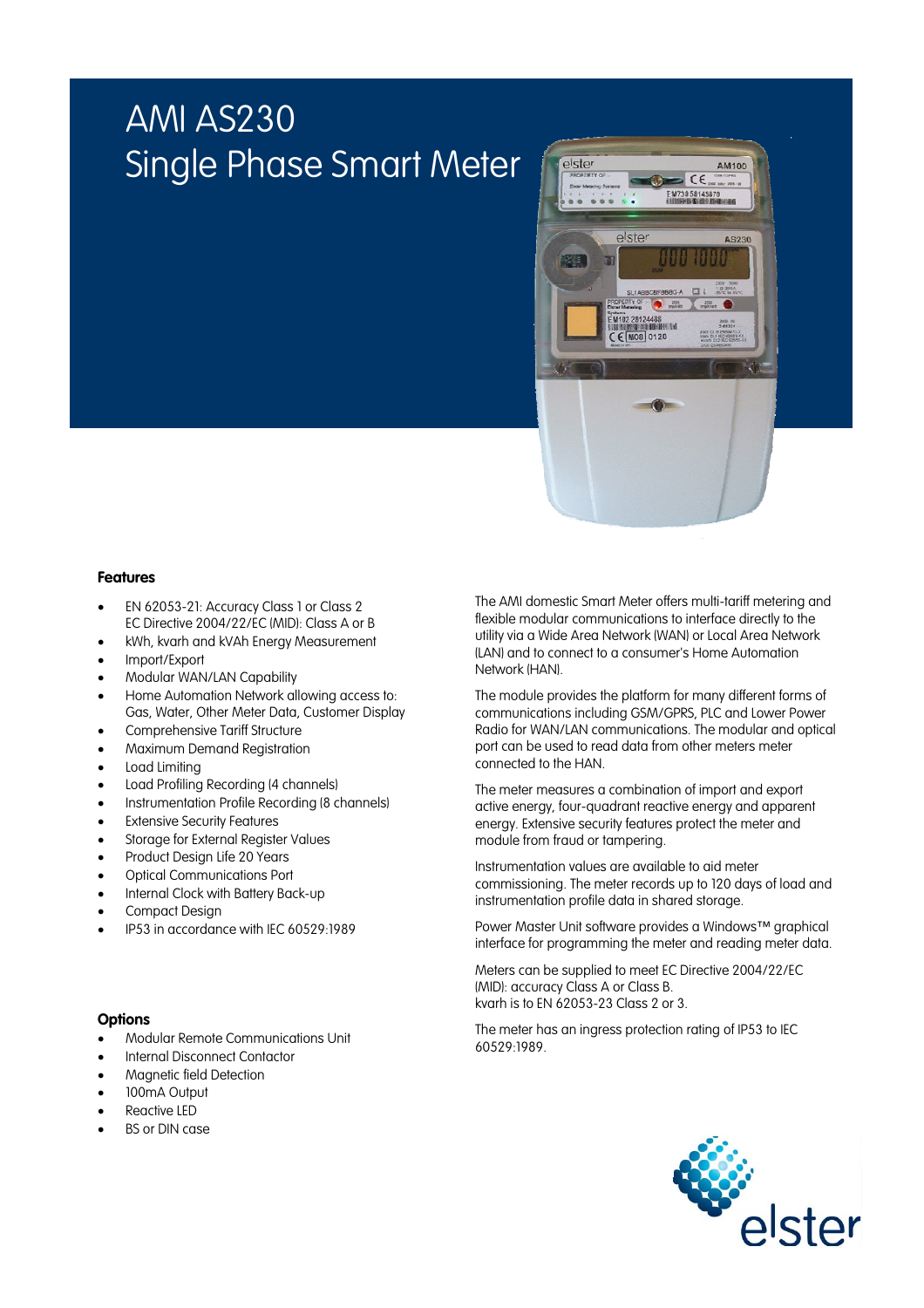# AMI AS230
# Single Phase Smart Meter

## Features

- EN 62053-21: Accuracy Class 1 or Class 2
  EC Directive 2004/22/EC (MID): Class A or B
- kWh, kvarh and kVAh Energy Measurement
- Import/Export
- Modular WAN/LAN Capability
- Home Automation Network allowing access to: Gas, Water, Other Meter Data, Customer Display
- Comprehensive Tariff Structure
- Maximum Demand Registration
- Load Limiting
- Load Profiling Recording (4 channels)
- Instrumentation Profile Recording (8 channels)
- Extensive Security Features
- Storage for External Register Values
- Product Design Life 20 Years
- Optical Communications Port
- Internal Clock with Battery Back-up
- Compact Design
- IP53 in accordance with IEC 60529:1989

## Options

- Modular Remote Communications Unit
- Internal Disconnect Contactor
- Magnetic field Detection
- 100mA Output
- Reactive LED
- BS or DIN case

The AMI domestic Smart Meter offers multi-tariff metering and flexible modular communications to interface directly to the utility via a Wide Area Network (WAN) or Local Area Network (LAN) and to connect to a consumer's Home Automation Network (HAN).

The module provides the platform for many different forms of communications including GSM/GPRS, PLC and Lower Power Radio for WAN/LAN communications. The modular and optical port can be used to read data from other meters meter connected to the HAN.

The meter measures a combination of import and export active energy, four-quadrant reactive energy and apparent energy. Extensive security features protect the meter and module from fraud or tampering.

Instrumentation values are available to aid meter commissioning. The meter records up to 120 days of load and instrumentation profile data in shared storage.

Power Master Unit software provides a Windows™ graphical interface for programming the meter and reading meter data.

Meters can be supplied to meet EC Directive 2004/22/EC (MID): accuracy Class A or Class B.
kvarh is to EN 62053-23 Class 2 or 3.

The meter has an ingress protection rating of IP53 to IEC 60529:1989.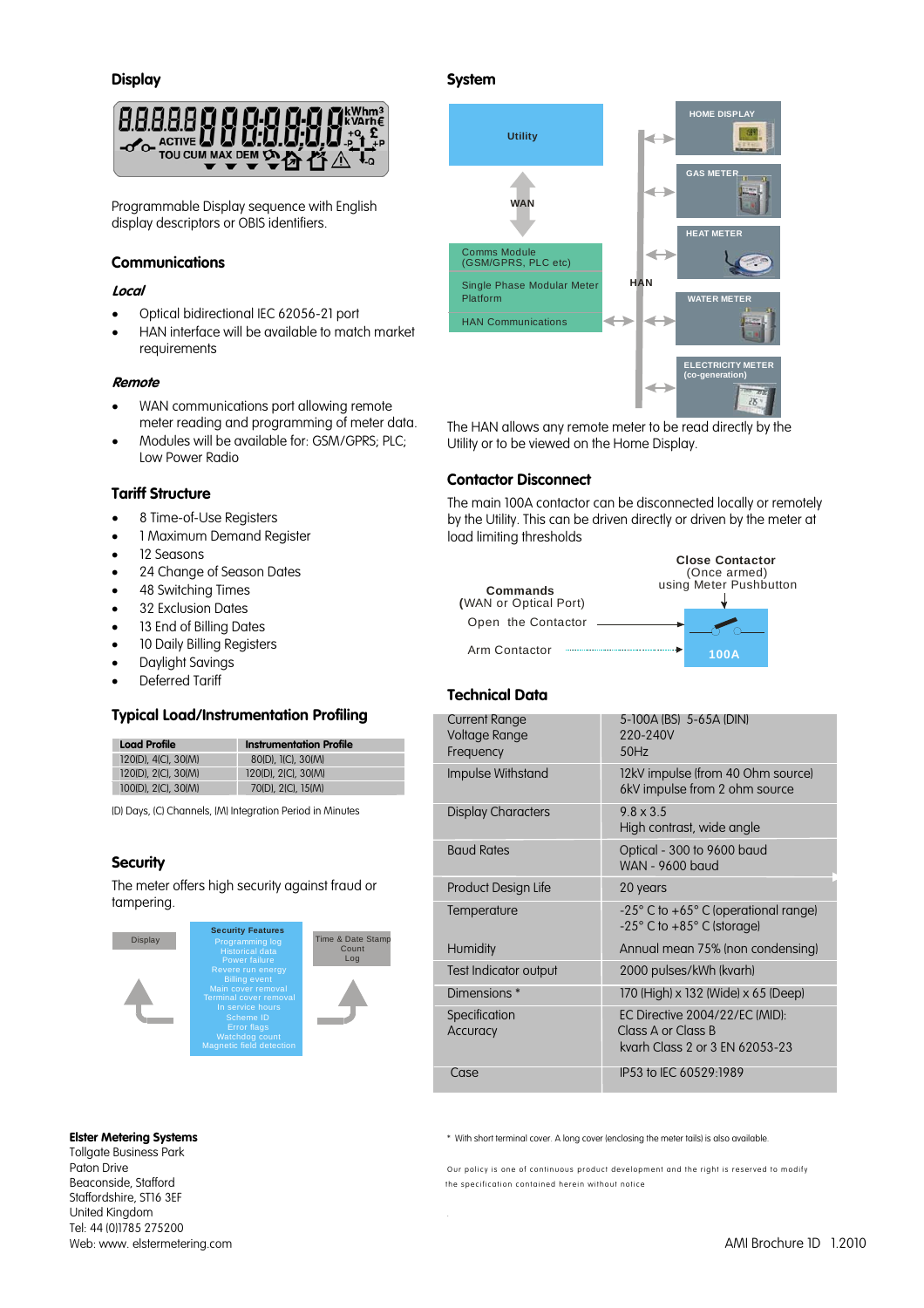## Display

Programmable Display sequence with English display descriptors or OBIS identifiers.

## Communications

### *Local*

- Optical bidirectional IEC 62056-21 port
- HAN interface will be available to match market requirements

### *Remote*

- WAN communications port allowing remote meter reading and programming of meter data.
- Modules will be available for: GSM/GPRS; PLC; Low Power Radio

## Tariff Structure

- 8 Time-of-Use Registers
- 1 Maximum Demand Register
- 12 Seasons
- 24 Change of Season Dates
- 48 Switching Times
- 32 Exclusion Dates
- 13 End of Billing Dates
- 10 Daily Billing Registers
- Daylight Savings
- Deferred Tariff

## Typical Load/Instrumentation Profiling

| Load Profile | Instrumentation Profile |
| --- | --- |
| 120(D), 4(C), 30(M) | 80(D), 1(C), 30(M) |
| 120(D), 2(C), 30(M) | 120(D), 2(C), 30(M) |
| 100(D), 2(C), 30(M) | 70(D), 2(C), 15(M) |

(D) Days, (C) Channels, (M) Integration Period in Minutes

## Security

The meter offers high security against fraud or tampering.

Display

Security Features
Programming log
Historical data
Power failure
Revere run energy
Billing event
Main cover removal
Terminal cover removal
In service hours
Scheme ID
Error flags
Watchdog count
Magnetic field detection

Time & Date Stamp
Count
Log

## System

Utility
WAN
Comms Module (GSM/GPRS, PLC etc)
Single Phase Modular Meter Platform
HAN Communications
HAN
HOME DISPLAY
GAS METER
HEAT METER
WATER METER
ELECTRICITY METER (co-generation)

The HAN allows any remote meter to be read directly by the Utility or to be viewed on the Home Display.

## Contactor Disconnect

The main 100A contactor can be disconnected locally or remotely by the Utility. This can be driven directly or driven by the meter at load limiting thresholds

Commands
(WAN or Optical Port)
Open the Contactor
Arm Contactor
Close Contactor
(Once armed)
using Meter Pushbutton
100A

## Technical Data

| | |
| --- | --- |
| Current Range<br>Voltage Range<br>Frequency | 5-100A (BS) 5-65A (DIN)<br>220-240V<br>50Hz |
| Impulse Withstand | 12kV impulse (from 40 Ohm source)<br>6kV impulse from 2 ohm source |
| Display Characters | 9.8 x 3.5<br>High contrast, wide angle |
| Baud Rates | Optical - 300 to 9600 baud<br>WAN - 9600 baud |
| Product Design Life | 20 years |
| Temperature<br><br>Humidity | -25° C to +65° C (operational range)<br>-25° C to +85° C (storage)<br>Annual mean 75% (non condensing) |
| Test Indicator output | 2000 pulses/kWh (kvarh) |
| Dimensions * | 170 (High) x 132 (Wide) x 65 (Deep) |
| Specification<br>Accuracy | EC Directive 2004/22/EC (MID):<br>Class A or Class B<br>kvarh Class 2 or 3 EN 62053-23 |
| Case | IP53 to IEC 60529:1989 |

\* With short terminal cover. A long cover (enclosing the meter tails) is also available.

Our policy is one of continuous product development and the right is reserved to modify the specification contained herein without notice

**Elster Metering Systems**
Tollgate Business Park
Paton Drive
Beaconside, Stafford
Staffordshire, ST16 3EF
United Kingdom
Tel: 44 (0)1785 275200
Web: www. elstermetering.com

AMI Brochure 1D 1.2010